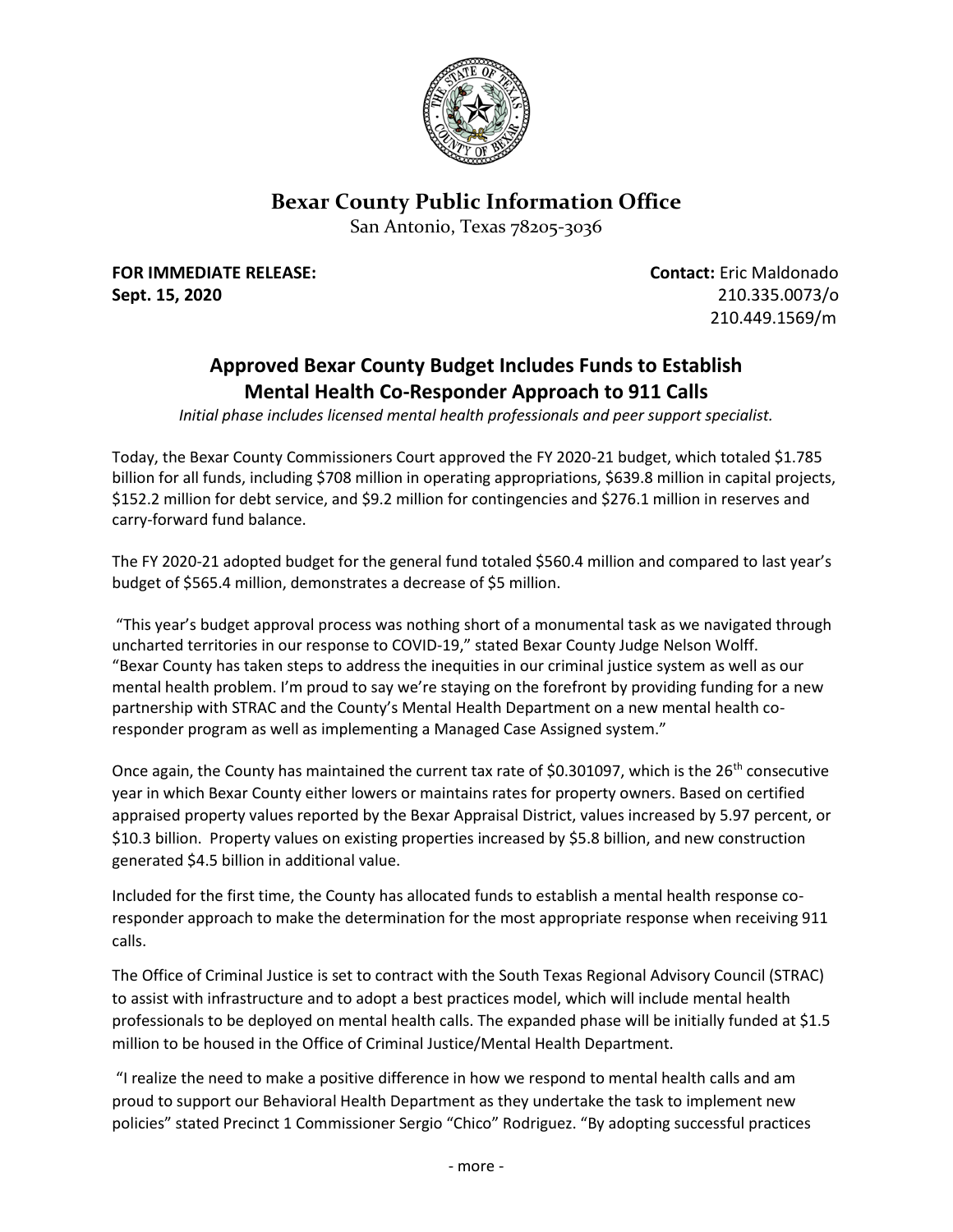# Bexar County Public Information Office

San Antonio, Texas 78205-3036

**FOR IMMEDIATE RELEASE:**
**Sept. 15, 2020**

**Contact:** Eric Maldonado
210.335.0073/o
210.449.1569/m

## Approved Bexar County Budget Includes Funds to Establish Mental Health Co-Responder Approach to 911 Calls

*Initial phase includes licensed mental health professionals and peer support specialist.*

Today, the Bexar County Commissioners Court approved the FY 2020-21 budget, which totaled $1.785 billion for all funds, including $708 million in operating appropriations, $639.8 million in capital projects, $152.2 million for debt service, and $9.2 million for contingencies and $276.1 million in reserves and carry-forward fund balance.

The FY 2020-21 adopted budget for the general fund totaled $560.4 million and compared to last year's budget of $565.4 million, demonstrates a decrease of $5 million.

"This year's budget approval process was nothing short of a monumental task as we navigated through uncharted territories in our response to COVID-19," stated Bexar County Judge Nelson Wolff. "Bexar County has taken steps to address the inequities in our criminal justice system as well as our mental health problem. I'm proud to say we're staying on the forefront by providing funding for a new partnership with STRAC and the County's Mental Health Department on a new mental health co-responder program as well as implementing a Managed Case Assigned system."

Once again, the County has maintained the current tax rate of $0.301097, which is the 26th consecutive year in which Bexar County either lowers or maintains rates for property owners. Based on certified appraised property values reported by the Bexar Appraisal District, values increased by 5.97 percent, or $10.3 billion. Property values on existing properties increased by $5.8 billion, and new construction generated $4.5 billion in additional value.

Included for the first time, the County has allocated funds to establish a mental health response co-responder approach to make the determination for the most appropriate response when receiving 911 calls.

The Office of Criminal Justice is set to contract with the South Texas Regional Advisory Council (STRAC) to assist with infrastructure and to adopt a best practices model, which will include mental health professionals to be deployed on mental health calls. The expanded phase will be initially funded at $1.5 million to be housed in the Office of Criminal Justice/Mental Health Department.

"I realize the need to make a positive difference in how we respond to mental health calls and am proud to support our Behavioral Health Department as they undertake the task to implement new policies" stated Precinct 1 Commissioner Sergio "Chico" Rodriguez. "By adopting successful practices

- more -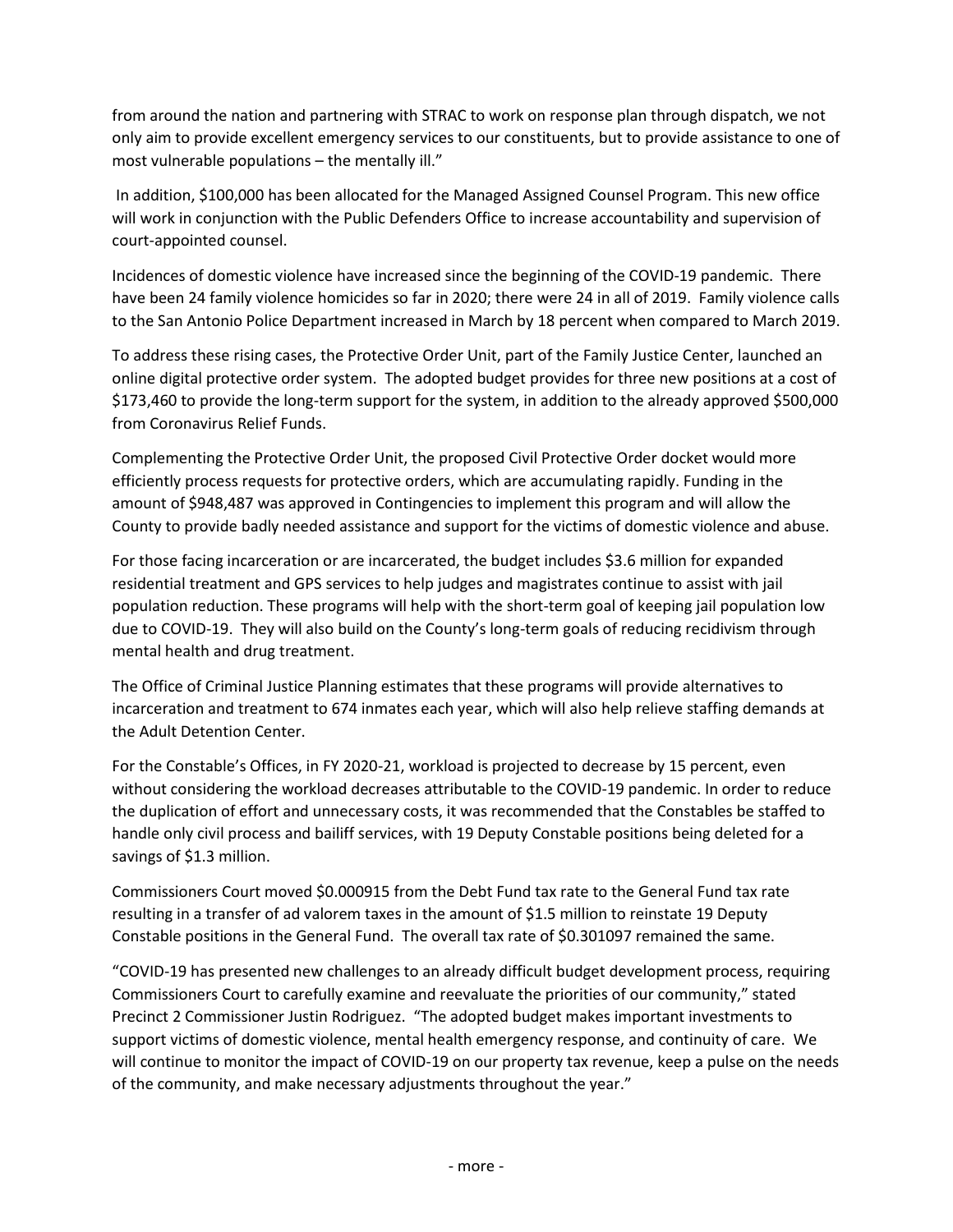from around the nation and partnering with STRAC to work on response plan through dispatch, we not only aim to provide excellent emergency services to our constituents, but to provide assistance to one of most vulnerable populations – the mentally ill."

In addition, $100,000 has been allocated for the Managed Assigned Counsel Program. This new office will work in conjunction with the Public Defenders Office to increase accountability and supervision of court-appointed counsel.

Incidences of domestic violence have increased since the beginning of the COVID-19 pandemic. There have been 24 family violence homicides so far in 2020; there were 24 in all of 2019. Family violence calls to the San Antonio Police Department increased in March by 18 percent when compared to March 2019.

To address these rising cases, the Protective Order Unit, part of the Family Justice Center, launched an online digital protective order system. The adopted budget provides for three new positions at a cost of $173,460 to provide the long-term support for the system, in addition to the already approved $500,000 from Coronavirus Relief Funds.

Complementing the Protective Order Unit, the proposed Civil Protective Order docket would more efficiently process requests for protective orders, which are accumulating rapidly. Funding in the amount of $948,487 was approved in Contingencies to implement this program and will allow the County to provide badly needed assistance and support for the victims of domestic violence and abuse.

For those facing incarceration or are incarcerated, the budget includes $3.6 million for expanded residential treatment and GPS services to help judges and magistrates continue to assist with jail population reduction. These programs will help with the short-term goal of keeping jail population low due to COVID-19. They will also build on the County's long-term goals of reducing recidivism through mental health and drug treatment.

The Office of Criminal Justice Planning estimates that these programs will provide alternatives to incarceration and treatment to 674 inmates each year, which will also help relieve staffing demands at the Adult Detention Center.

For the Constable's Offices, in FY 2020-21, workload is projected to decrease by 15 percent, even without considering the workload decreases attributable to the COVID-19 pandemic. In order to reduce the duplication of effort and unnecessary costs, it was recommended that the Constables be staffed to handle only civil process and bailiff services, with 19 Deputy Constable positions being deleted for a savings of $1.3 million.

Commissioners Court moved $0.000915 from the Debt Fund tax rate to the General Fund tax rate resulting in a transfer of ad valorem taxes in the amount of $1.5 million to reinstate 19 Deputy Constable positions in the General Fund. The overall tax rate of $0.301097 remained the same.

"COVID-19 has presented new challenges to an already difficult budget development process, requiring Commissioners Court to carefully examine and reevaluate the priorities of our community," stated Precinct 2 Commissioner Justin Rodriguez. "The adopted budget makes important investments to support victims of domestic violence, mental health emergency response, and continuity of care. We will continue to monitor the impact of COVID-19 on our property tax revenue, keep a pulse on the needs of the community, and make necessary adjustments throughout the year."

- more -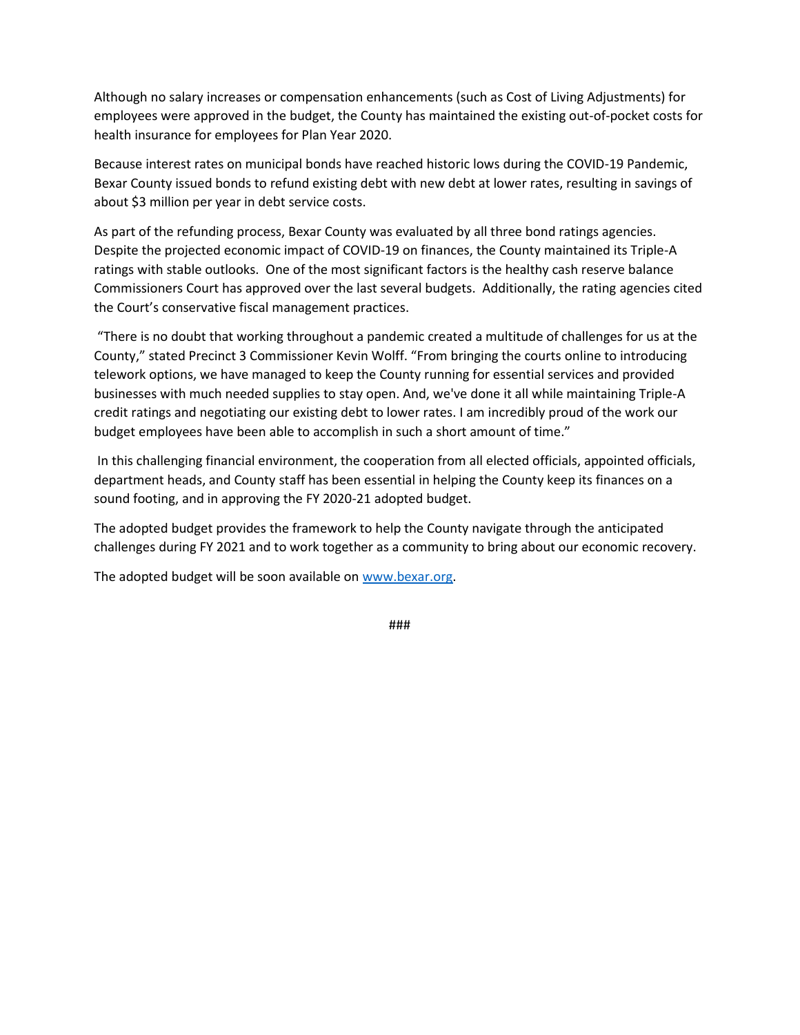Although no salary increases or compensation enhancements (such as Cost of Living Adjustments) for employees were approved in the budget, the County has maintained the existing out-of-pocket costs for health insurance for employees for Plan Year 2020.

Because interest rates on municipal bonds have reached historic lows during the COVID-19 Pandemic, Bexar County issued bonds to refund existing debt with new debt at lower rates, resulting in savings of about $3 million per year in debt service costs.

As part of the refunding process, Bexar County was evaluated by all three bond ratings agencies. Despite the projected economic impact of COVID-19 on finances, the County maintained its Triple-A ratings with stable outlooks. One of the most significant factors is the healthy cash reserve balance Commissioners Court has approved over the last several budgets. Additionally, the rating agencies cited the Court's conservative fiscal management practices.

"There is no doubt that working throughout a pandemic created a multitude of challenges for us at the County," stated Precinct 3 Commissioner Kevin Wolff. "From bringing the courts online to introducing telework options, we have managed to keep the County running for essential services and provided businesses with much needed supplies to stay open. And, we've done it all while maintaining Triple-A credit ratings and negotiating our existing debt to lower rates. I am incredibly proud of the work our budget employees have been able to accomplish in such a short amount of time."

In this challenging financial environment, the cooperation from all elected officials, appointed officials, department heads, and County staff has been essential in helping the County keep its finances on a sound footing, and in approving the FY 2020-21 adopted budget.

The adopted budget provides the framework to help the County navigate through the anticipated challenges during FY 2021 and to work together as a community to bring about our economic recovery.

The adopted budget will be soon available on [www.bexar.org](http://www.bexar.org).

###